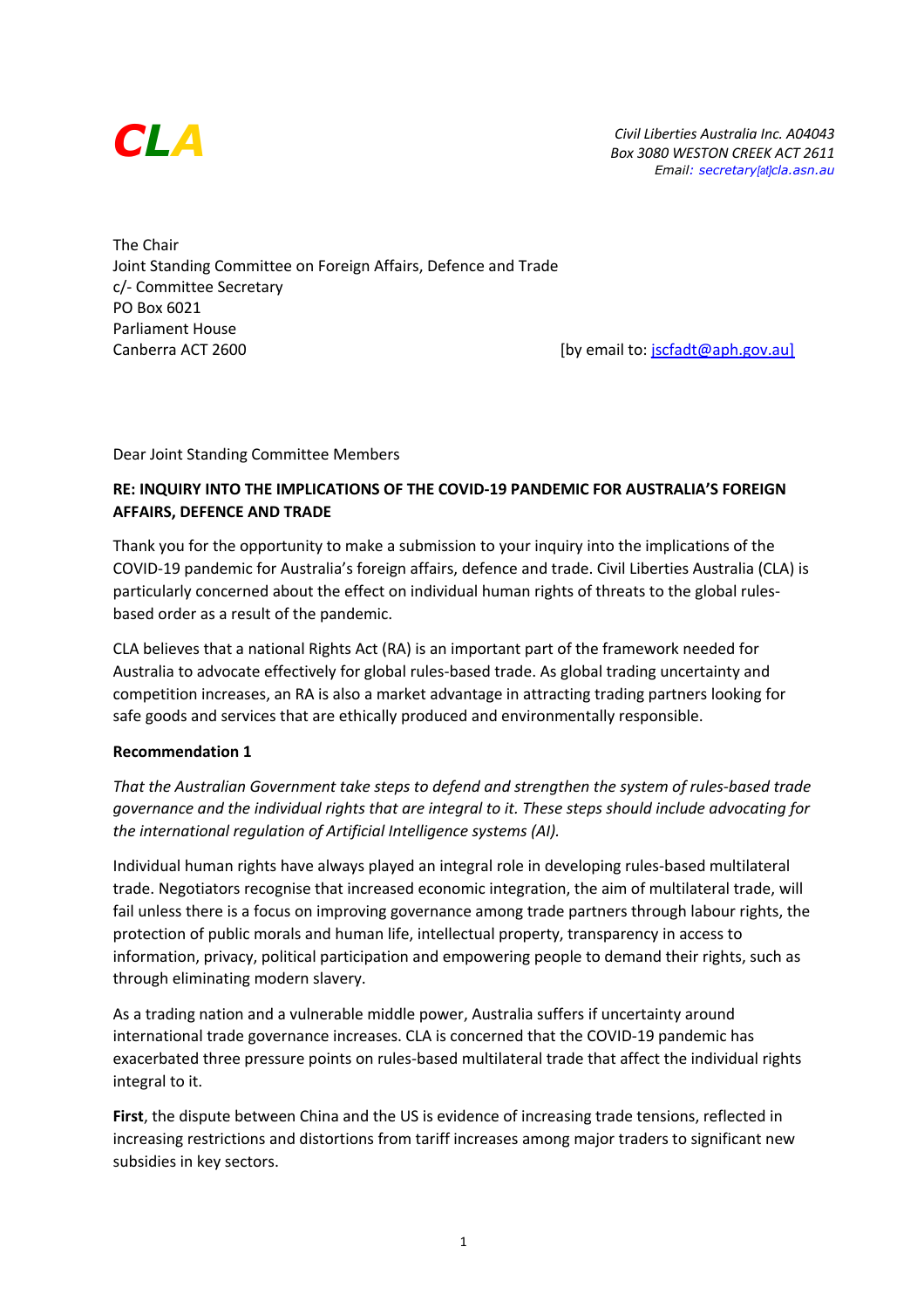**CLA**

*Civil Liberties Australia Inc. A04043*
*Box 3080 WESTON CREEK ACT 2611*
*Email: secretary[at]cla.asn.au*

The Chair
Joint Standing Committee on Foreign Affairs, Defence and Trade
c/- Committee Secretary
PO Box 6021
Parliament House
Canberra ACT 2600

[by email to: jscfadt@aph.gov.au]

Dear Joint Standing Committee Members

**RE: INQUIRY INTO THE IMPLICATIONS OF THE COVID-19 PANDEMIC FOR AUSTRALIA'S FOREIGN AFFAIRS, DEFENCE AND TRADE**

Thank you for the opportunity to make a submission to your inquiry into the implications of the COVID-19 pandemic for Australia's foreign affairs, defence and trade. Civil Liberties Australia (CLA) is particularly concerned about the effect on individual human rights of threats to the global rules-based order as a result of the pandemic.

CLA believes that a national Rights Act (RA) is an important part of the framework needed for Australia to advocate effectively for global rules-based trade. As global trading uncertainty and competition increases, an RA is also a market advantage in attracting trading partners looking for safe goods and services that are ethically produced and environmentally responsible.

**Recommendation 1**

*That the Australian Government take steps to defend and strengthen the system of rules-based trade governance and the individual rights that are integral to it. These steps should include advocating for the international regulation of Artificial Intelligence systems (AI).*

Individual human rights have always played an integral role in developing rules-based multilateral trade. Negotiators recognise that increased economic integration, the aim of multilateral trade, will fail unless there is a focus on improving governance among trade partners through labour rights, the protection of public morals and human life, intellectual property, transparency in access to information, privacy, political participation and empowering people to demand their rights, such as through eliminating modern slavery.

As a trading nation and a vulnerable middle power, Australia suffers if uncertainty around international trade governance increases. CLA is concerned that the COVID-19 pandemic has exacerbated three pressure points on rules-based multilateral trade that affect the individual rights integral to it.

**First**, the dispute between China and the US is evidence of increasing trade tensions, reflected in increasing restrictions and distortions from tariff increases among major traders to significant new subsidies in key sectors.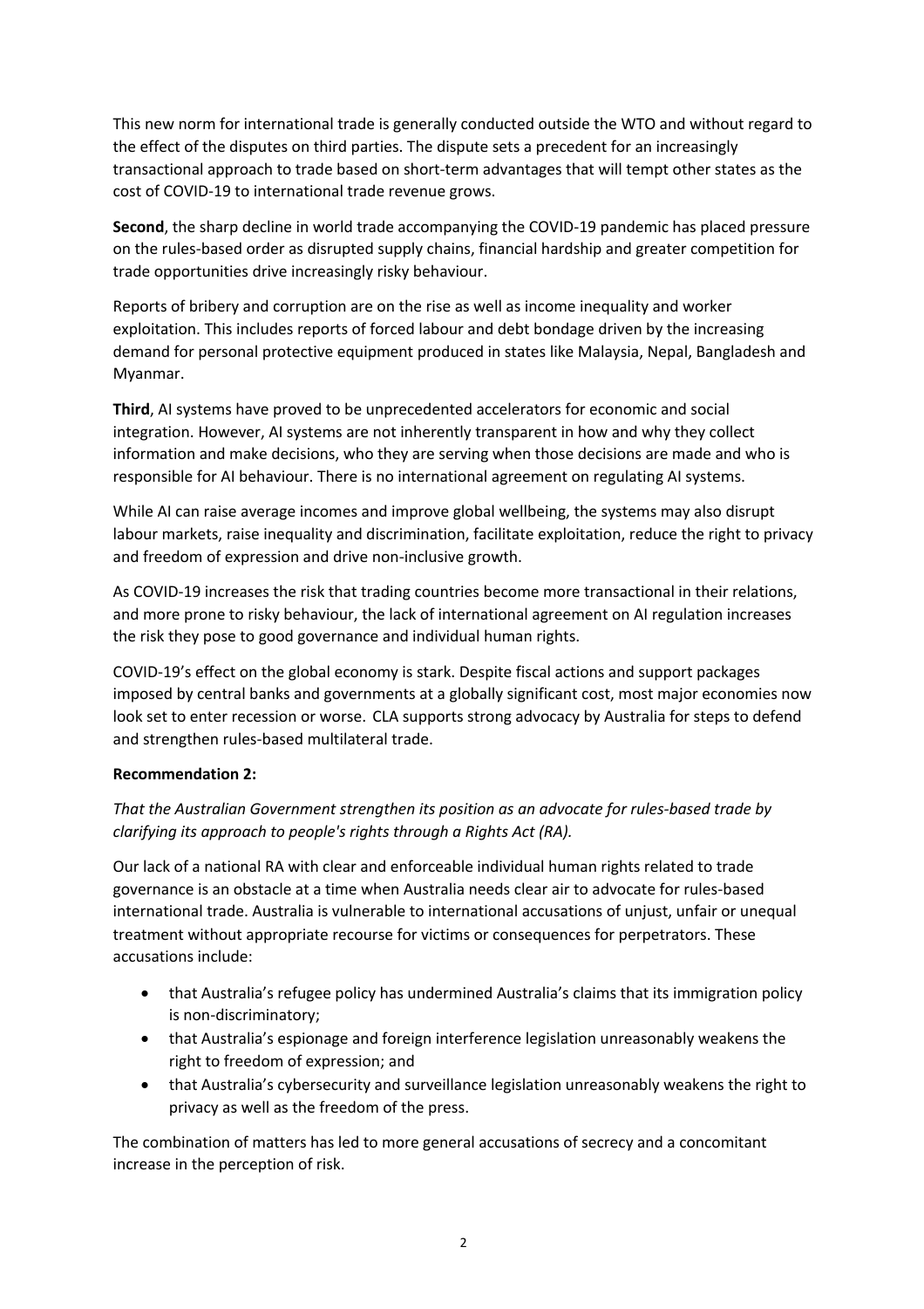This new norm for international trade is generally conducted outside the WTO and without regard to the effect of the disputes on third parties. The dispute sets a precedent for an increasingly transactional approach to trade based on short-term advantages that will tempt other states as the cost of COVID-19 to international trade revenue grows.

**Second**, the sharp decline in world trade accompanying the COVID-19 pandemic has placed pressure on the rules-based order as disrupted supply chains, financial hardship and greater competition for trade opportunities drive increasingly risky behaviour.

Reports of bribery and corruption are on the rise as well as income inequality and worker exploitation. This includes reports of forced labour and debt bondage driven by the increasing demand for personal protective equipment produced in states like Malaysia, Nepal, Bangladesh and Myanmar.

**Third**, AI systems have proved to be unprecedented accelerators for economic and social integration. However, AI systems are not inherently transparent in how and why they collect information and make decisions, who they are serving when those decisions are made and who is responsible for AI behaviour. There is no international agreement on regulating AI systems.

While AI can raise average incomes and improve global wellbeing, the systems may also disrupt labour markets, raise inequality and discrimination, facilitate exploitation, reduce the right to privacy and freedom of expression and drive non-inclusive growth.

As COVID-19 increases the risk that trading countries become more transactional in their relations, and more prone to risky behaviour, the lack of international agreement on AI regulation increases the risk they pose to good governance and individual human rights.

COVID-19's effect on the global economy is stark. Despite fiscal actions and support packages imposed by central banks and governments at a globally significant cost, most major economies now look set to enter recession or worse. CLA supports strong advocacy by Australia for steps to defend and strengthen rules-based multilateral trade.

**Recommendation 2:**

*That the Australian Government strengthen its position as an advocate for rules-based trade by clarifying its approach to people's rights through a Rights Act (RA).*

Our lack of a national RA with clear and enforceable individual human rights related to trade governance is an obstacle at a time when Australia needs clear air to advocate for rules-based international trade. Australia is vulnerable to international accusations of unjust, unfair or unequal treatment without appropriate recourse for victims or consequences for perpetrators. These accusations include:

- that Australia's refugee policy has undermined Australia's claims that its immigration policy is non-discriminatory;
- that Australia's espionage and foreign interference legislation unreasonably weakens the right to freedom of expression; and
- that Australia's cybersecurity and surveillance legislation unreasonably weakens the right to privacy as well as the freedom of the press.

The combination of matters has led to more general accusations of secrecy and a concomitant increase in the perception of risk.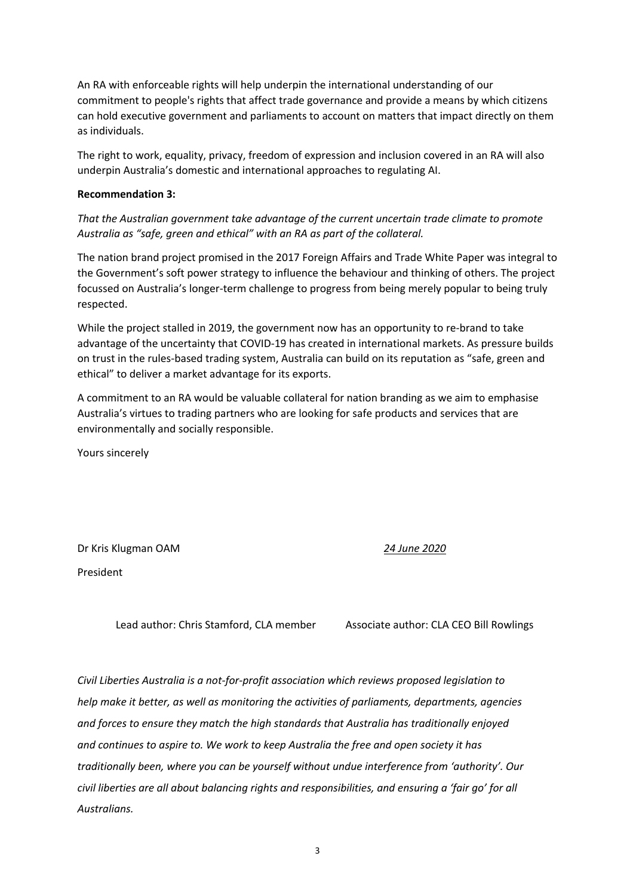An RA with enforceable rights will help underpin the international understanding of our commitment to people's rights that affect trade governance and provide a means by which citizens can hold executive government and parliaments to account on matters that impact directly on them as individuals.

The right to work, equality, privacy, freedom of expression and inclusion covered in an RA will also underpin Australia's domestic and international approaches to regulating AI.

**Recommendation 3:**

*That the Australian government take advantage of the current uncertain trade climate to promote Australia as "safe, green and ethical" with an RA as part of the collateral.*

The nation brand project promised in the 2017 Foreign Affairs and Trade White Paper was integral to the Government's soft power strategy to influence the behaviour and thinking of others. The project focussed on Australia's longer-term challenge to progress from being merely popular to being truly respected.

While the project stalled in 2019, the government now has an opportunity to re-brand to take advantage of the uncertainty that COVID-19 has created in international markets. As pressure builds on trust in the rules-based trading system, Australia can build on its reputation as "safe, green and ethical" to deliver a market advantage for its exports.

A commitment to an RA would be valuable collateral for nation branding as we aim to emphasise Australia's virtues to trading partners who are looking for safe products and services that are environmentally and socially responsible.

Yours sincerely

Dr Kris Klugman OAM *24 June 2020*

President

Lead author: Chris Stamford, CLA member Associate author: CLA CEO Bill Rowlings

*Civil Liberties Australia is a not-for-profit association which reviews proposed legislation to help make it better, as well as monitoring the activities of parliaments, departments, agencies and forces to ensure they match the high standards that Australia has traditionally enjoyed and continues to aspire to. We work to keep Australia the free and open society it has traditionally been, where you can be yourself without undue interference from 'authority'. Our civil liberties are all about balancing rights and responsibilities, and ensuring a 'fair go' for all Australians.*